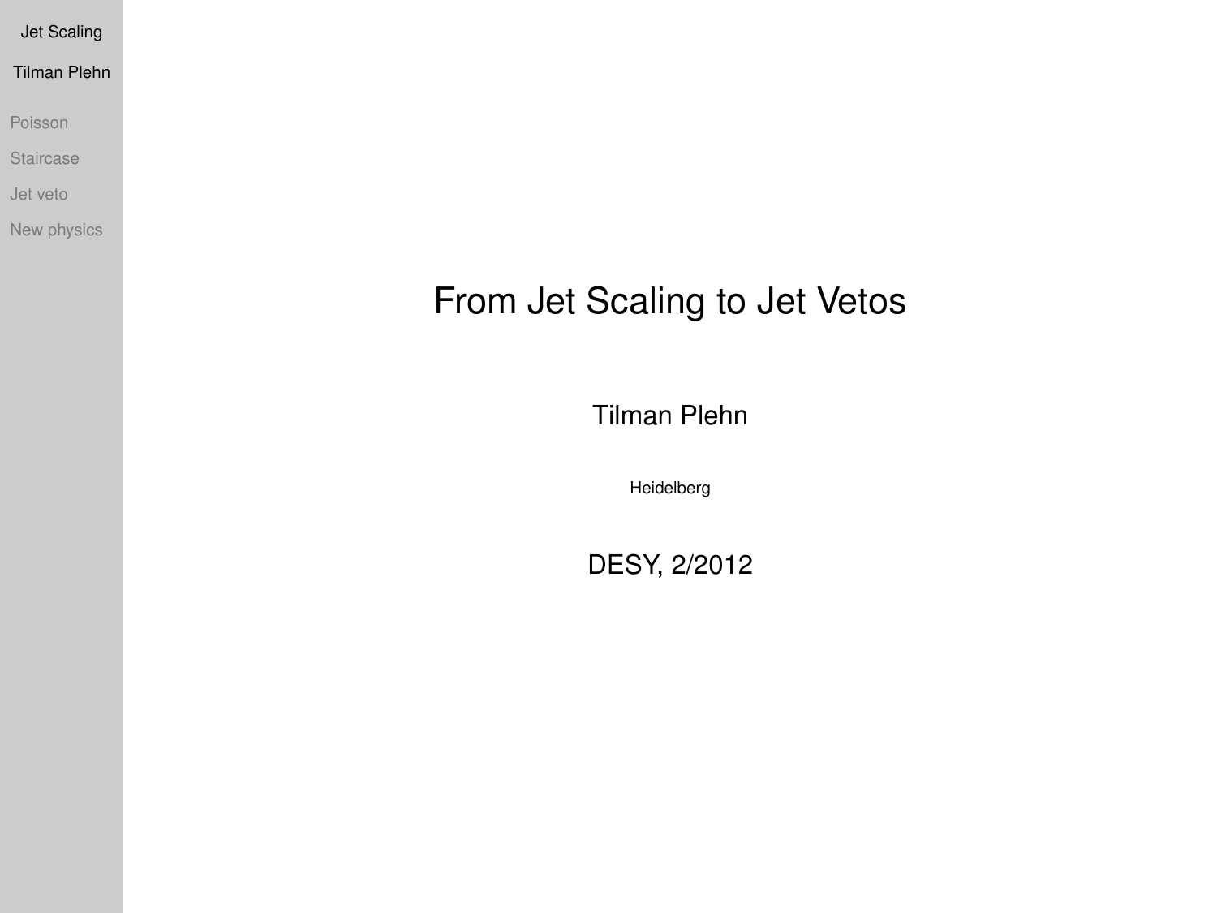# From Jet Scaling to Jet Vetos

Tilman Plehn

Heidelberg

DESY, 2/2012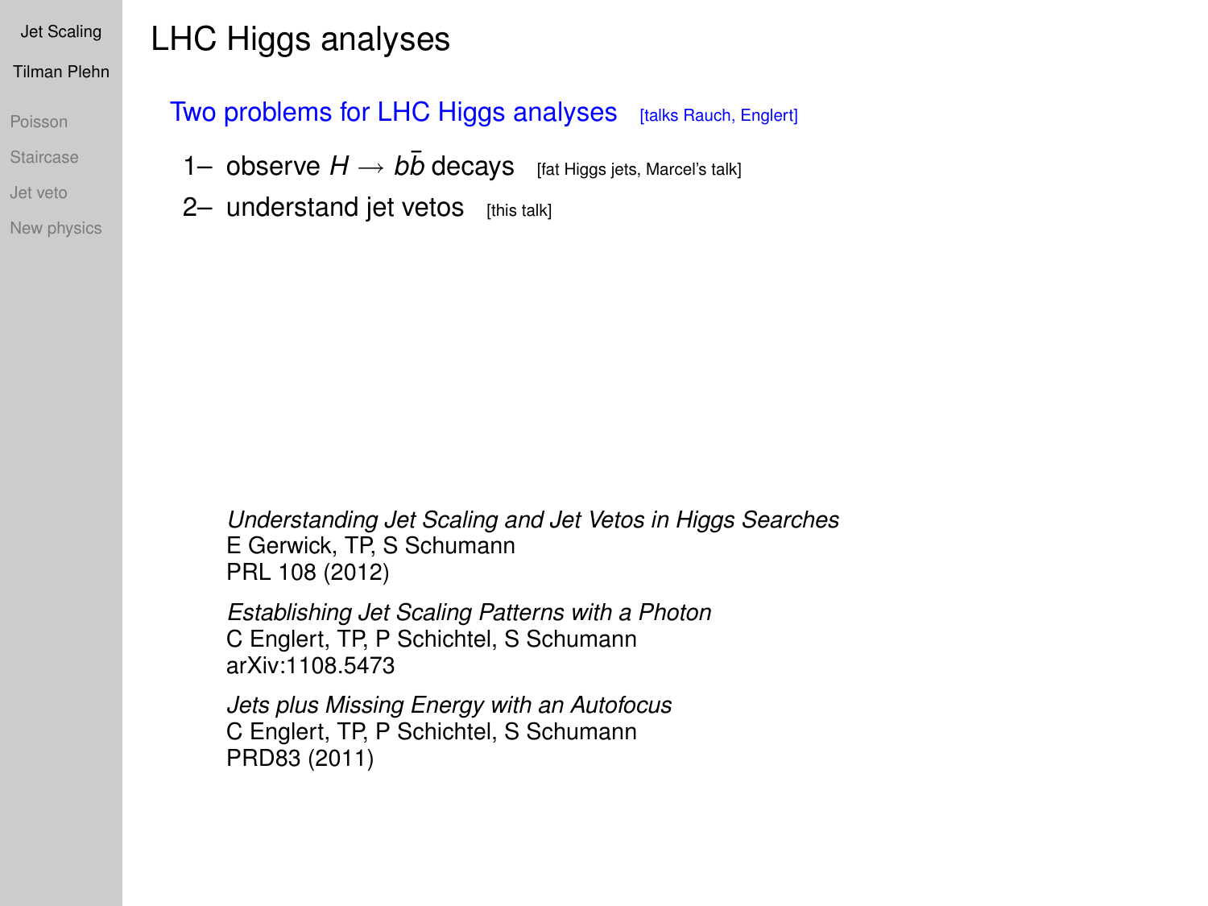# LHC Higgs analyses

## Two problems for LHC Higgs analyses [talks Rauch, Englert]

1– observe $H \to b\bar{b}$ decays [fat Higgs jets, Marcel's talk]

2– understand jet vetos [this talk]

*Understanding Jet Scaling and Jet Vetos in Higgs Searches*
E Gerwick, TP, S Schumann
PRL 108 (2012)

*Establishing Jet Scaling Patterns with a Photon*
C Englert, TP, P Schichtel, S Schumann
arXiv:1108.5473

*Jets plus Missing Energy with an Autofocus*
C Englert, TP, P Schichtel, S Schumann
PRD83 (2011)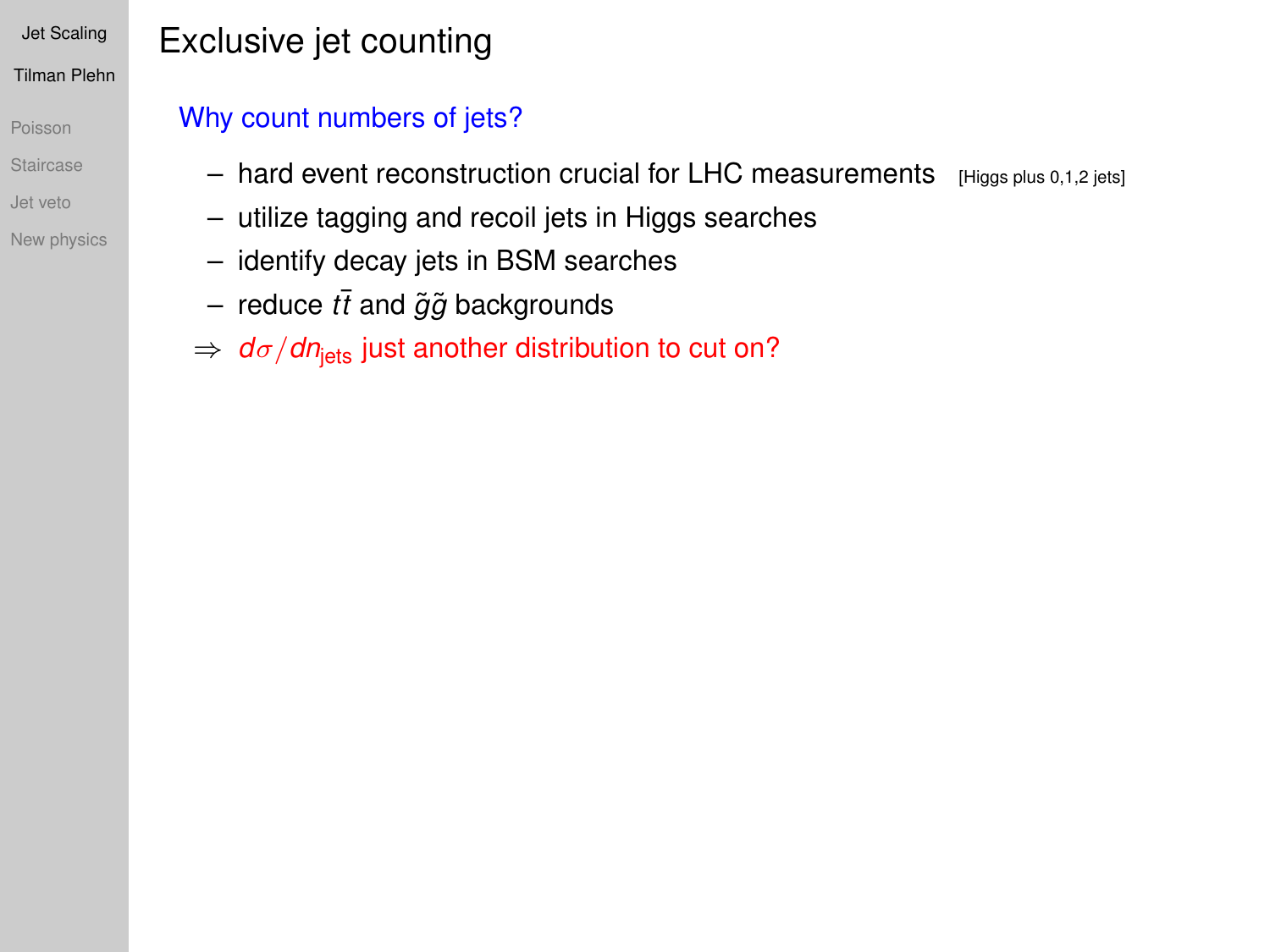# Exclusive jet counting

## Why count numbers of jets?

- hard event reconstruction crucial for LHC measurements [Higgs plus 0,1,2 jets]
- utilize tagging and recoil jets in Higgs searches
- identify decay jets in BSM searches
- reduce $t\bar{t}$ and $\tilde{g}\tilde{g}$ backgrounds

$\Rightarrow$ $d\sigma/dn_{\text{jets}}$ just another distribution to cut on?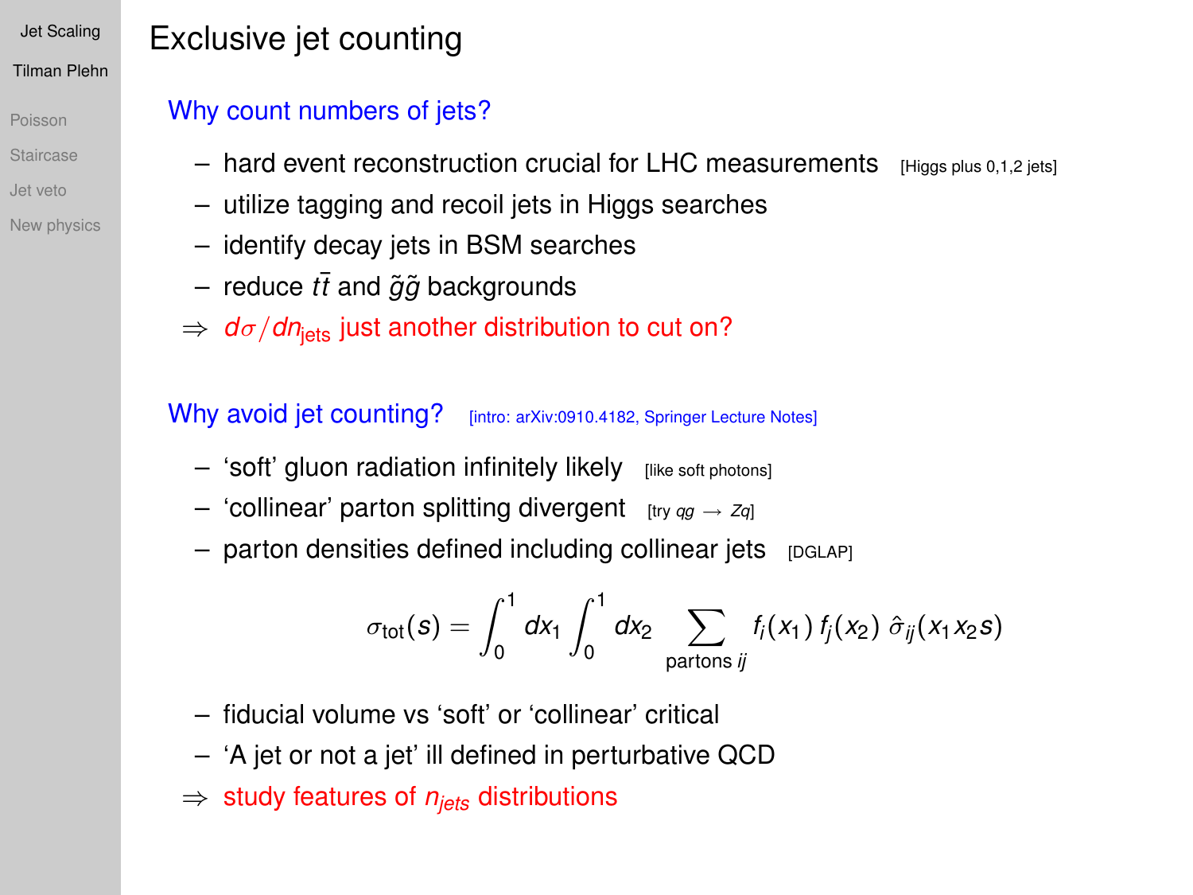# Exclusive jet counting

## Why count numbers of jets?

- hard event reconstruction crucial for LHC measurements [Higgs plus 0,1,2 jets]
- utilize tagging and recoil jets in Higgs searches
- identify decay jets in BSM searches
- reduce $t\bar{t}$ and $\tilde{g}\tilde{g}$ backgrounds

⇒ $d\sigma/dn_{\text{jets}}$ just another distribution to cut on?

## Why avoid jet counting? [intro: arXiv:0910.4182, Springer Lecture Notes]

- 'soft' gluon radiation infinitely likely [like soft photons]
- 'collinear' parton splitting divergent [try $qg \to Zq$]
- parton densities defined including collinear jets [DGLAP]

$$\sigma_{\text{tot}}(s) = \int_0^1 dx_1 \int_0^1 dx_2 \sum_{\text{partons } ij} f_i(x_1)\, f_j(x_2)\, \hat{\sigma}_{ij}(x_1 x_2 s)$$

- fiducial volume vs 'soft' or 'collinear' critical
- 'A jet or not a jet' ill defined in perturbative QCD

⇒ study features of $n_{jets}$ distributions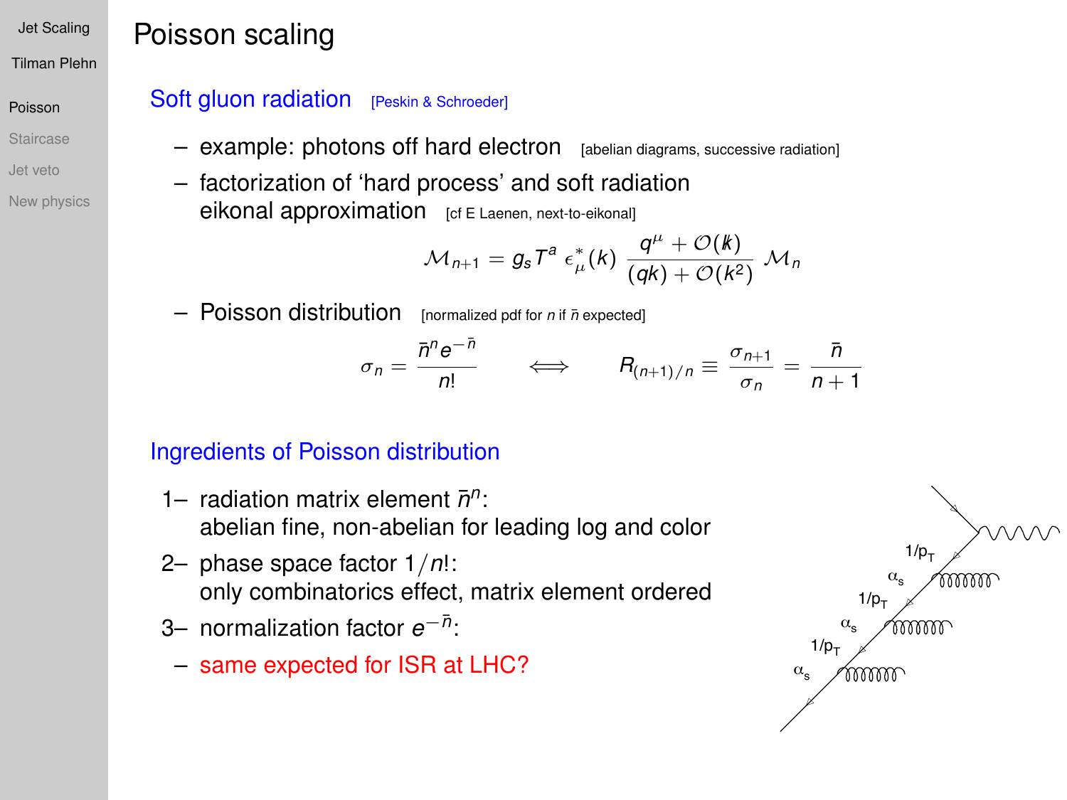# Poisson scaling

## Soft gluon radiation [Peskin & Schroeder]

- example: photons off hard electron [abelian diagrams, successive radiation]
- factorization of 'hard process' and soft radiation
  eikonal approximation [cf E Laenen, next-to-eikonal]

$$\mathcal{M}_{n+1} = g_s T^a \, \epsilon^*_\mu(k) \, \frac{q^\mu + \mathcal{O}(\not{k})}{(qk) + \mathcal{O}(k^2)} \, \mathcal{M}_n$$

- Poisson distribution [normalized pdf for $n$ if $\bar{n}$ expected]

$$\sigma_n = \frac{\bar{n}^n e^{-\bar{n}}}{n!} \qquad \Longleftrightarrow \qquad R_{(n+1)/n} \equiv \frac{\sigma_{n+1}}{\sigma_n} = \frac{\bar{n}}{n+1}$$

## Ingredients of Poisson distribution

1– radiation matrix element $\bar{n}^n$:
abelian fine, non-abelian for leading log and color

2– phase space factor $1/n!$:
only combinatorics effect, matrix element ordered

3– normalization factor $e^{-\bar{n}}$:

- same expected for ISR at LHC?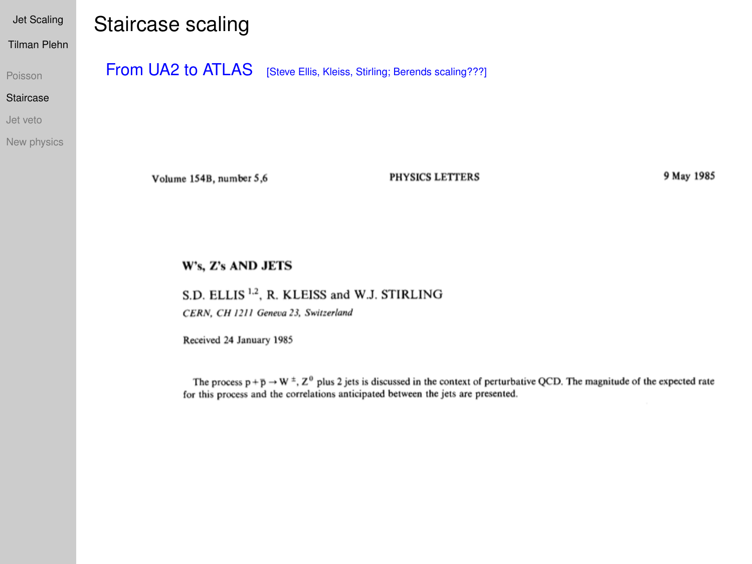# Staircase scaling

## From UA2 to ATLAS

[Steve Ellis, Kleiss, Stirling; Berends scaling???]

Volume 154B, number 5,6 PHYSICS LETTERS 9 May 1985

**W's, Z's AND JETS**

S.D. ELLIS [1,2], R. KLEISS and W.J. STIRLING

*CERN, CH 1211 Geneva 23, Switzerland*

Received 24 January 1985

The process $p + \bar{p} \to W^{\pm}, Z^0$ plus 2 jets is discussed in the context of perturbative QCD. The magnitude of the expected rate for this process and the correlations anticipated between the jets are presented.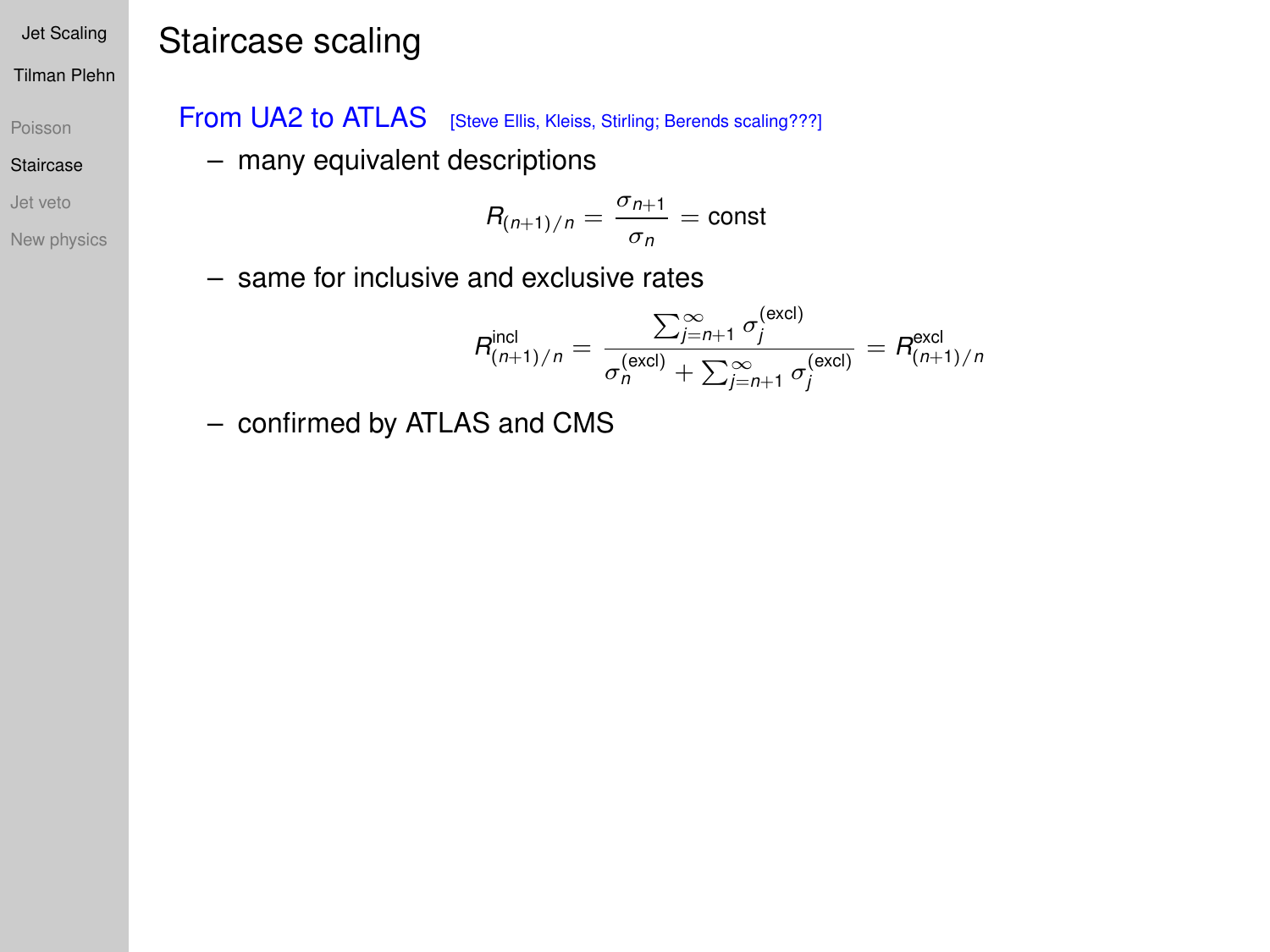# Staircase scaling

## From UA2 to ATLAS

[Steve Ellis, Kleiss, Stirling; Berends scaling???]

– many equivalent descriptions

$$R_{(n+1)/n} = \frac{\sigma_{n+1}}{\sigma_n} = \text{const}$$

– same for inclusive and exclusive rates

$$R^{\text{incl}}_{(n+1)/n} = \frac{\sum_{j=n+1}^{\infty} \sigma_j^{(\text{excl})}}{\sigma_n^{(\text{excl})} + \sum_{j=n+1}^{\infty} \sigma_j^{(\text{excl})}} = R^{\text{excl}}_{(n+1)/n}$$

– confirmed by ATLAS and CMS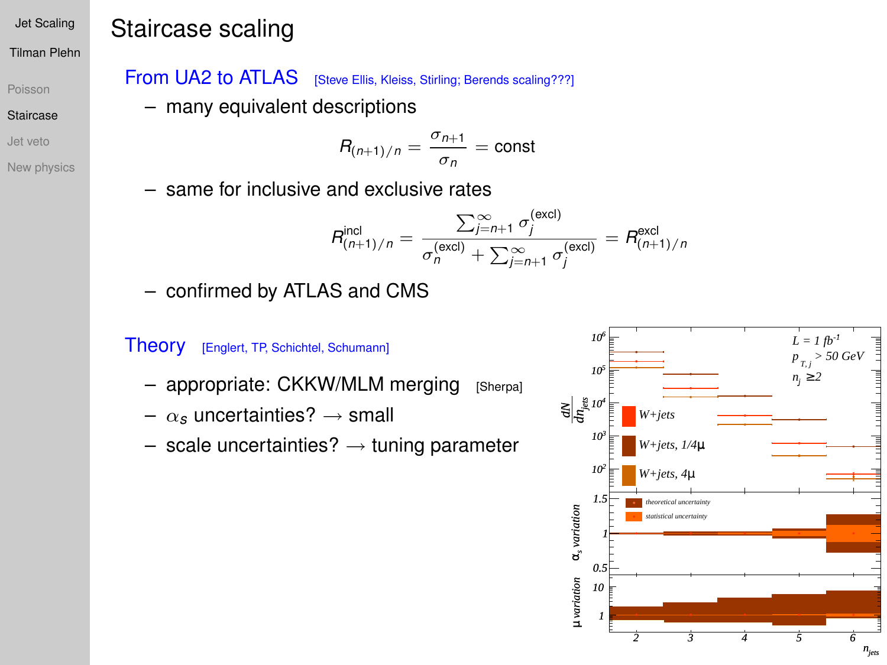# Staircase scaling

## From UA2 to ATLAS [Steve Ellis, Kleiss, Stirling; Berends scaling???]

– many equivalent descriptions

$$R_{(n+1)/n} = \frac{\sigma_{n+1}}{\sigma_n} = \text{const}$$

– same for inclusive and exclusive rates

$$R^{\text{incl}}_{(n+1)/n} = \frac{\sum_{j=n+1}^{\infty} \sigma_j^{(\text{excl})}}{\sigma_n^{(\text{excl})} + \sum_{j=n+1}^{\infty} \sigma_j^{(\text{excl})}} = R^{\text{excl}}_{(n+1)/n}$$

– confirmed by ATLAS and CMS

## Theory [Englert, TP, Schichtel, Schumann]

– appropriate: CKKW/MLM merging [Sherpa]

– $\alpha_s$ uncertainties? → small

– scale uncertainties? → tuning parameter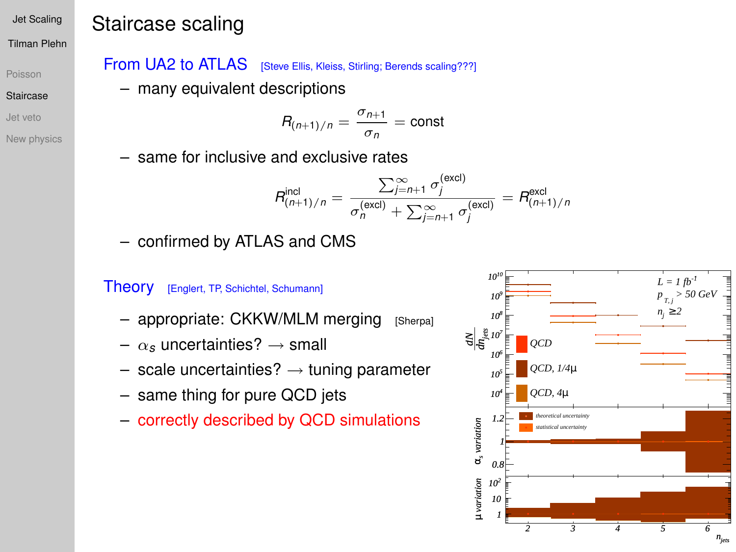# Staircase scaling

## From UA2 to ATLAS [Steve Ellis, Kleiss, Stirling; Berends scaling???]

- many equivalent descriptions

$$R_{(n+1)/n} = \frac{\sigma_{n+1}}{\sigma_n} = \text{const}$$

- same for inclusive and exclusive rates

$$R^{\text{incl}}_{(n+1)/n} = \frac{\sum_{j=n+1}^{\infty} \sigma_j^{(\text{excl})}}{\sigma_n^{(\text{excl})} + \sum_{j=n+1}^{\infty} \sigma_j^{(\text{excl})}} = R^{\text{excl}}_{(n+1)/n}$$

- confirmed by ATLAS and CMS

## Theory [Englert, TP, Schichtel, Schumann]

- appropriate: CKKW/MLM merging [Sherpa]
- $\alpha_s$ uncertainties? → small
- scale uncertainties? → tuning parameter
- same thing for pure QCD jets
- correctly described by QCD simulations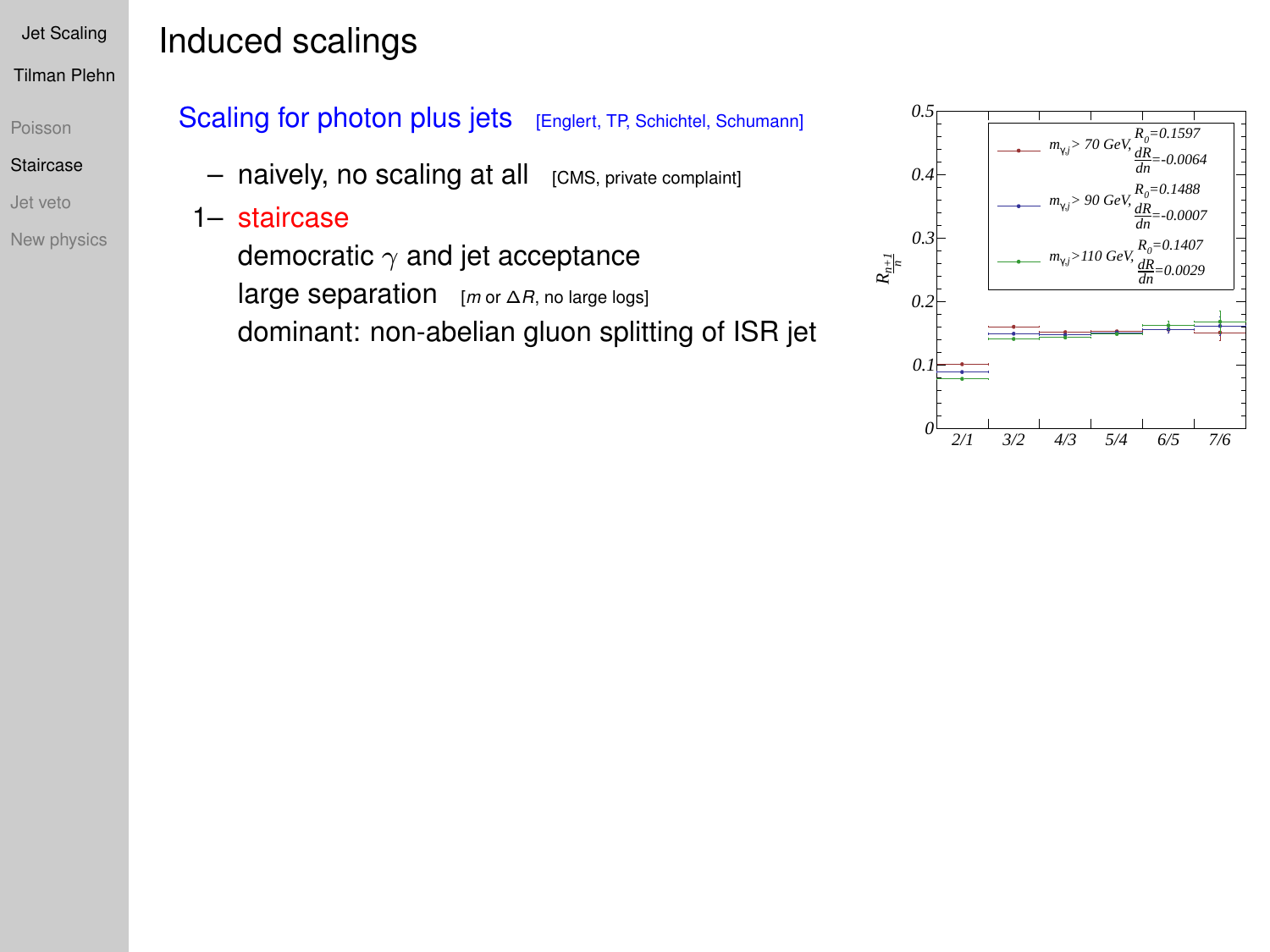# Induced scalings

## Scaling for photon plus jets [Englert, TP, Schichtel, Schumann]

- naively, no scaling at all [CMS, private complaint]

1– staircase

democratic $\gamma$ and jet acceptance

large separation [$m$ or $\Delta R$, no large logs]

dominant: non-abelian gluon splitting of ISR jet

| | $m_{\gamma,j} > 70$ GeV | $m_{\gamma,j} > 90$ GeV | $m_{\gamma,j} > 110$ GeV |
|---|---|---|---|
| $R_0$ | 0.1597 | 0.1488 | 0.1407 |
| $\frac{dR}{dn}$ | -0.0064 | -0.0007 | 0.0029 |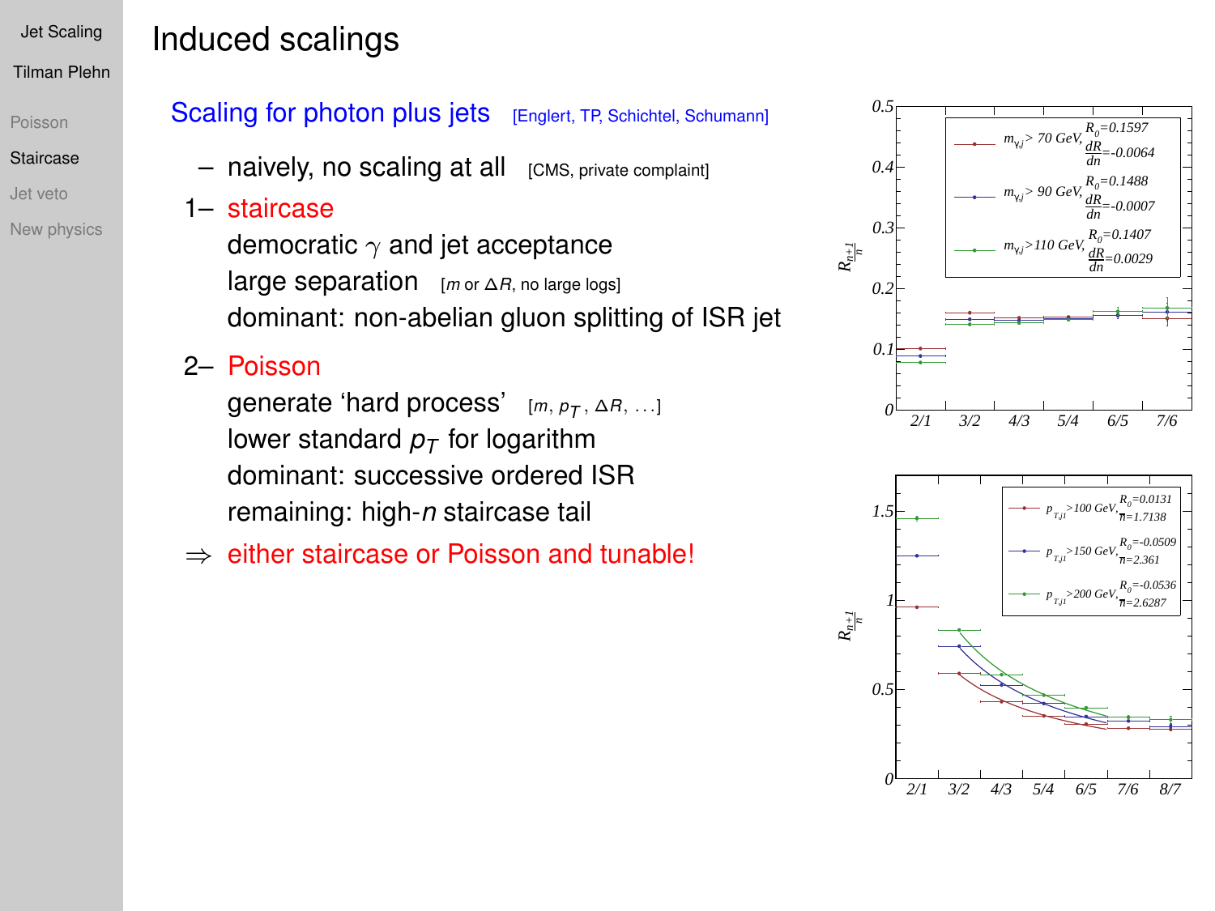# Induced scalings

## Scaling for photon plus jets [Englert, TP, Schichtel, Schumann]

- naively, no scaling at all [CMS, private complaint]

1– staircase
   democratic $\gamma$ and jet acceptance
   large separation [$m$ or $\Delta R$, no large logs]
   dominant: non-abelian gluon splitting of ISR jet

2– Poisson
   generate 'hard process' [$m$, $p_T$, $\Delta R$, ...]
   lower standard $p_T$ for logarithm
   dominant: successive ordered ISR
   remaining: high-$n$ staircase tail

$\Rightarrow$ either staircase or Poisson and tunable!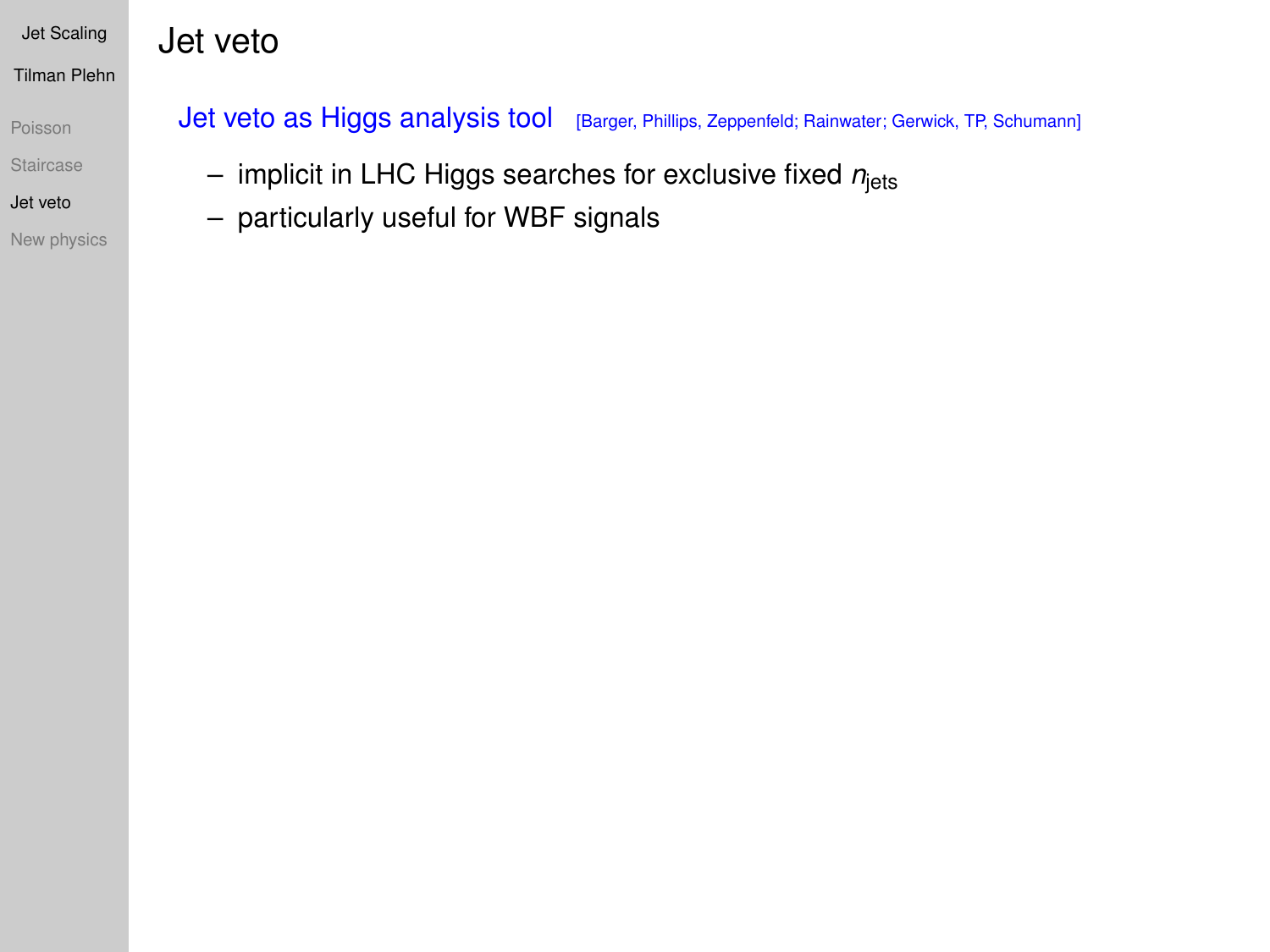# Jet veto

## Jet veto as Higgs analysis tool [Barger, Phillips, Zeppenfeld; Rainwater; Gerwick, TP, Schumann]

- implicit in LHC Higgs searches for exclusive fixed $n_{\text{jets}}$
- particularly useful for WBF signals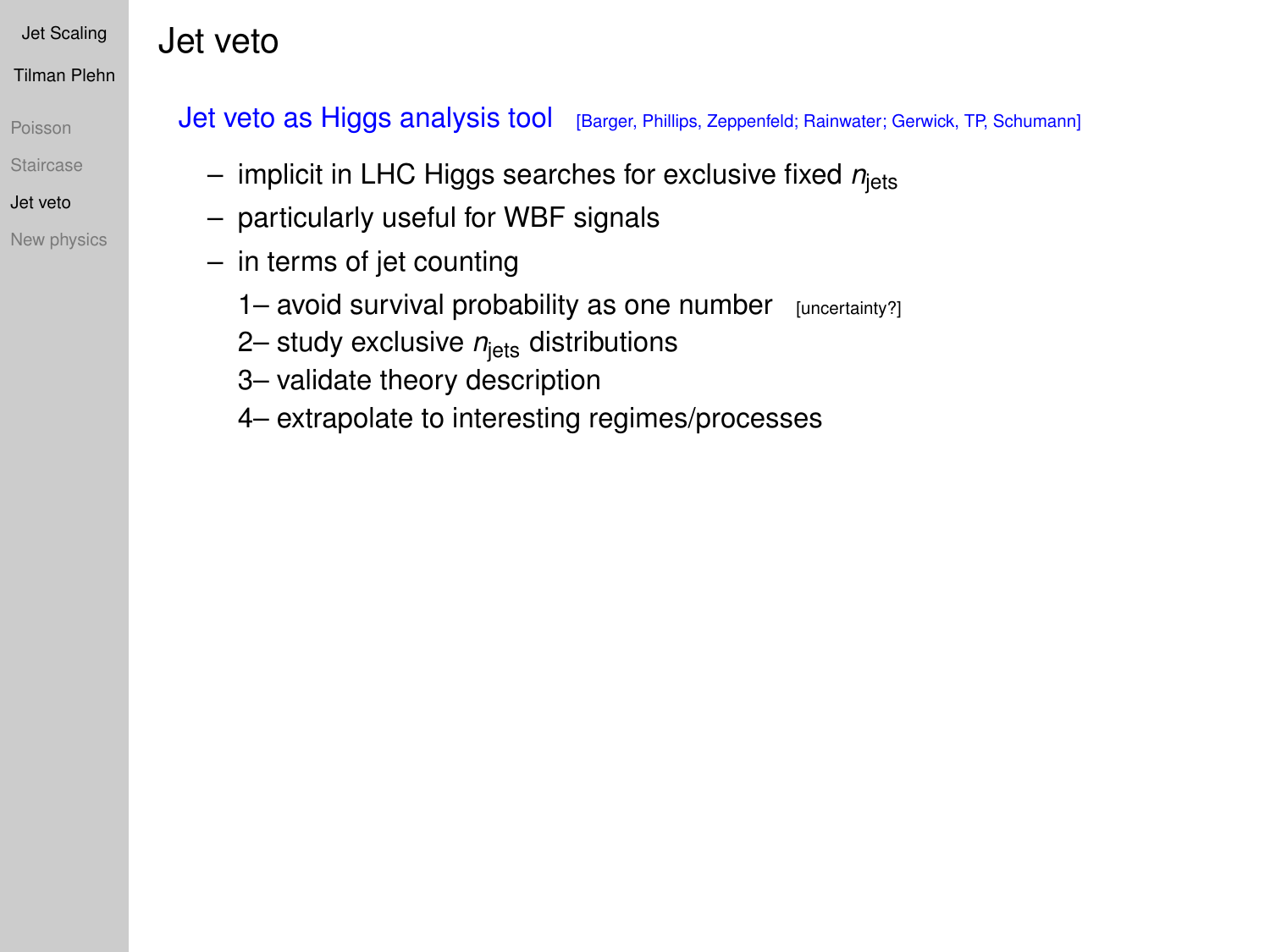# Jet veto

## Jet veto as Higgs analysis tool [Barger, Phillips, Zeppenfeld; Rainwater; Gerwick, TP, Schumann]

- implicit in LHC Higgs searches for exclusive fixed $n_{\text{jets}}$
- particularly useful for WBF signals
- in terms of jet counting

  1– avoid survival probability as one number [uncertainty?]

  2– study exclusive $n_{\text{jets}}$ distributions

  3– validate theory description

  4– extrapolate to interesting regimes/processes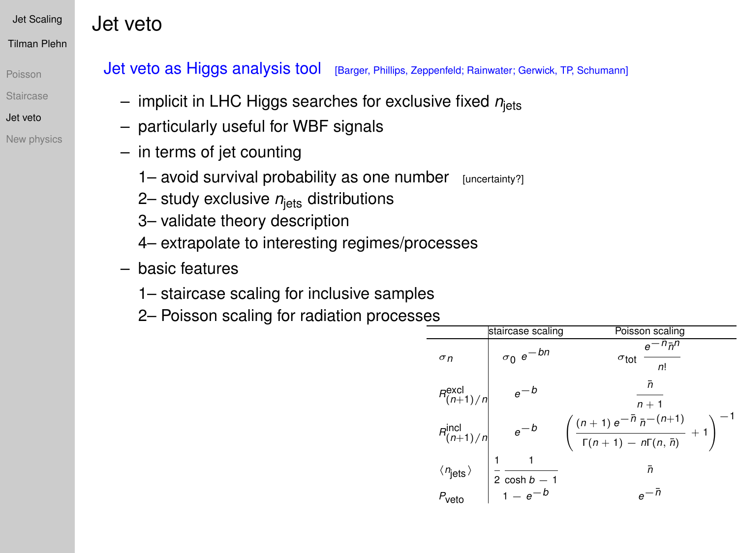# Jet veto

## Jet veto as Higgs analysis tool [Barger, Phillips, Zeppenfeld; Rainwater; Gerwick, TP, Schumann]

- implicit in LHC Higgs searches for exclusive fixed $n_{\text{jets}}$
- particularly useful for WBF signals
- in terms of jet counting
  1. avoid survival probability as one number [uncertainty?]
  2. study exclusive $n_{\text{jets}}$ distributions
  3. validate theory description
  4. extrapolate to interesting regimes/processes
- basic features
  1. staircase scaling for inclusive samples
  2. Poisson scaling for radiation processes

| | staircase scaling | Poisson scaling |
|---|---|---|
| $\sigma_n$ | $\sigma_0 \, e^{-bn}$ | $\sigma_{\text{tot}} \, \dfrac{e^{-n}\bar{n}^n}{n!}$ |
| $R^{\text{excl}}_{(n+1)/n}$ | $e^{-b}$ | $\dfrac{\bar{n}}{n+1}$ |
| $R^{\text{incl}}_{(n+1)/n}$ | $e^{-b}$ | $\left( \dfrac{(n+1)\, e^{-\bar{n}} \, \bar{n}^{-(n+1)}}{\Gamma(n+1) - n\Gamma(n,\bar{n})} + 1 \right)^{-1}$ |
| $\langle n_{\text{jets}} \rangle$ | $\dfrac{1}{2} \, \dfrac{1}{\cosh b - 1}$ | $\bar{n}$ |
| $P_{\text{veto}}$ | $1 - e^{-b}$ | $e^{-\bar{n}}$ |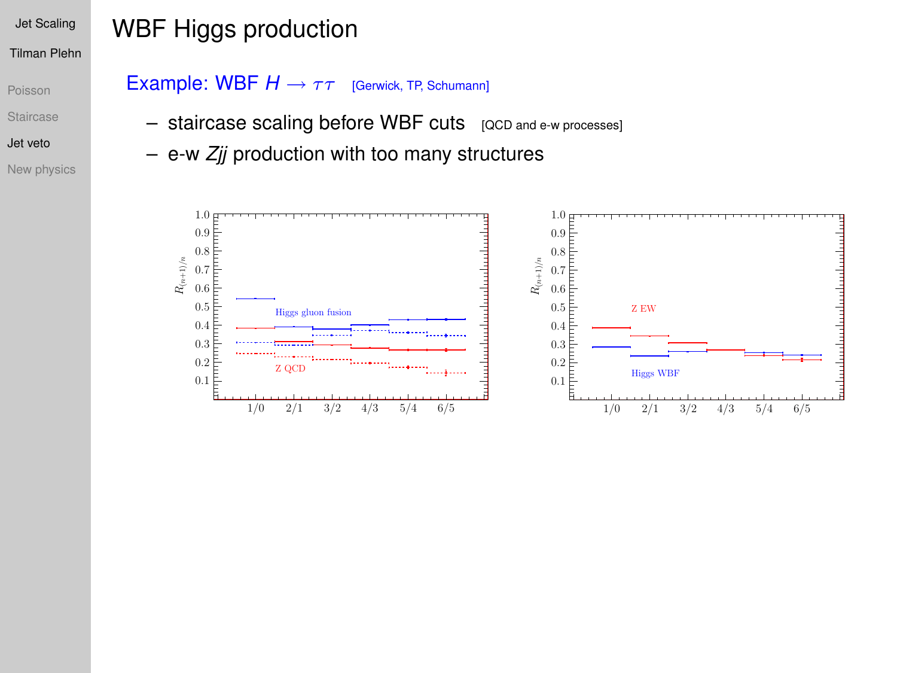# WBF Higgs production

Example: WBF $H \to \tau\tau$ [Gerwick, TP, Schumann]

- staircase scaling before WBF cuts [QCD and e-w processes]
- e-w $Zjj$ production with too many structures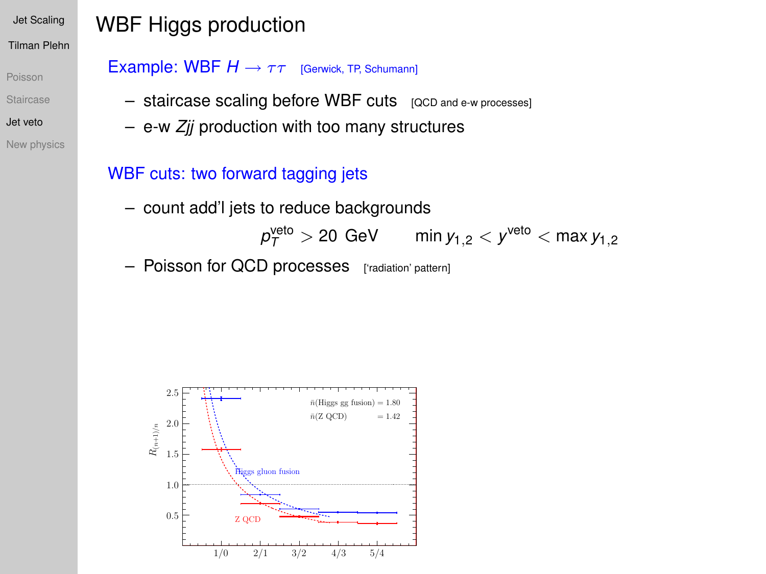# WBF Higgs production

## Example: WBF $H \rightarrow \tau\tau$ [Gerwick, TP, Schumann]

- staircase scaling before WBF cuts [QCD and e-w processes]
- e-w *Zjj* production with too many structures

## WBF cuts: two forward tagging jets

- count add'l jets to reduce backgrounds

$$p_T^{\text{veto}} > 20 \text{ GeV} \qquad \min y_{1,2} < y^{\text{veto}} < \max y_{1,2}$$

- Poisson for QCD processes ['radiation' pattern]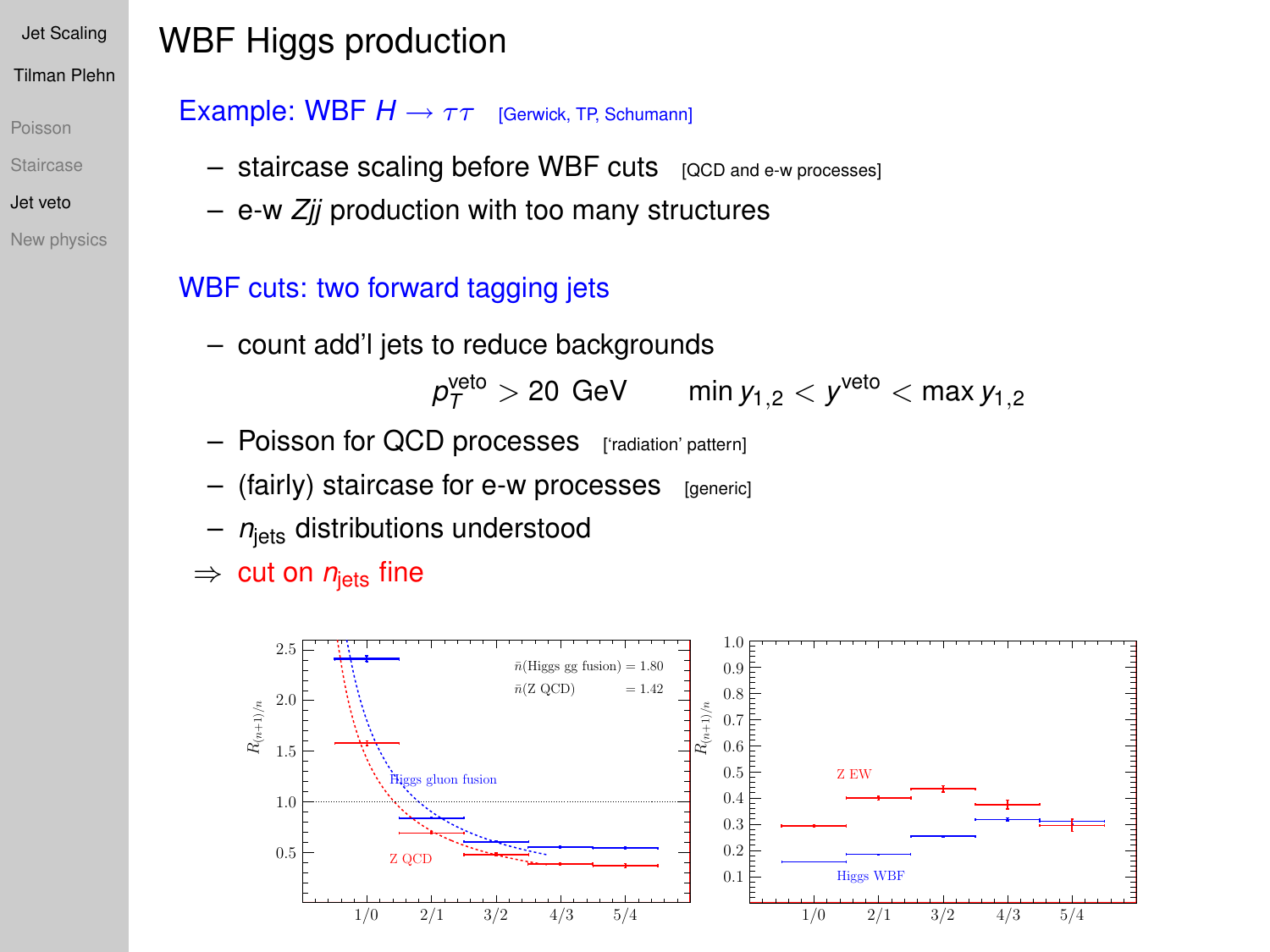# WBF Higgs production

## Example: WBF $H \to \tau\tau$ [Gerwick, TP, Schumann]

- staircase scaling before WBF cuts [QCD and e-w processes]
- e-w $Zjj$ production with too many structures

## WBF cuts: two forward tagging jets

- count add'l jets to reduce backgrounds

$$p_T^{\text{veto}} > 20 \text{ GeV} \qquad \min y_{1,2} < y^{\text{veto}} < \max y_{1,2}$$

- Poisson for QCD processes ['radiation' pattern]
- (fairly) staircase for e-w processes [generic]
- $n_{\text{jets}}$ distributions understood

$\Rightarrow$ cut on $n_{\text{jets}}$ fine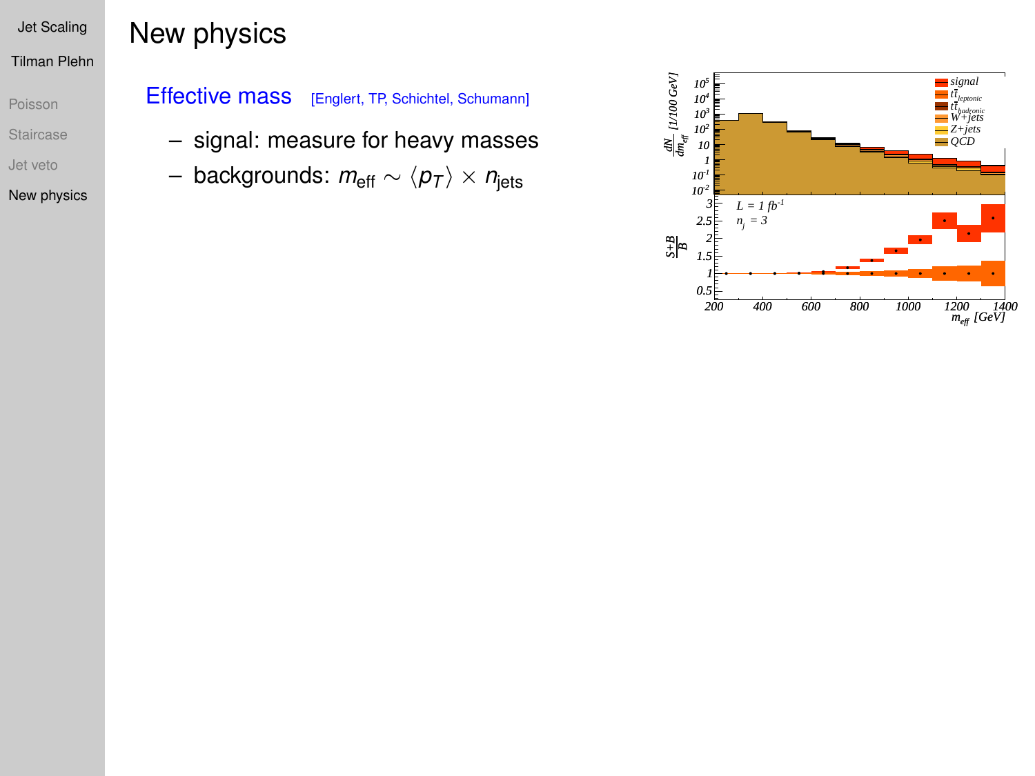# New physics

## Effective mass [Englert, TP, Schichtel, Schumann]

- signal: measure for heavy masses
- backgrounds: $m_{\text{eff}} \sim \langle p_T \rangle \times n_{\text{jets}}$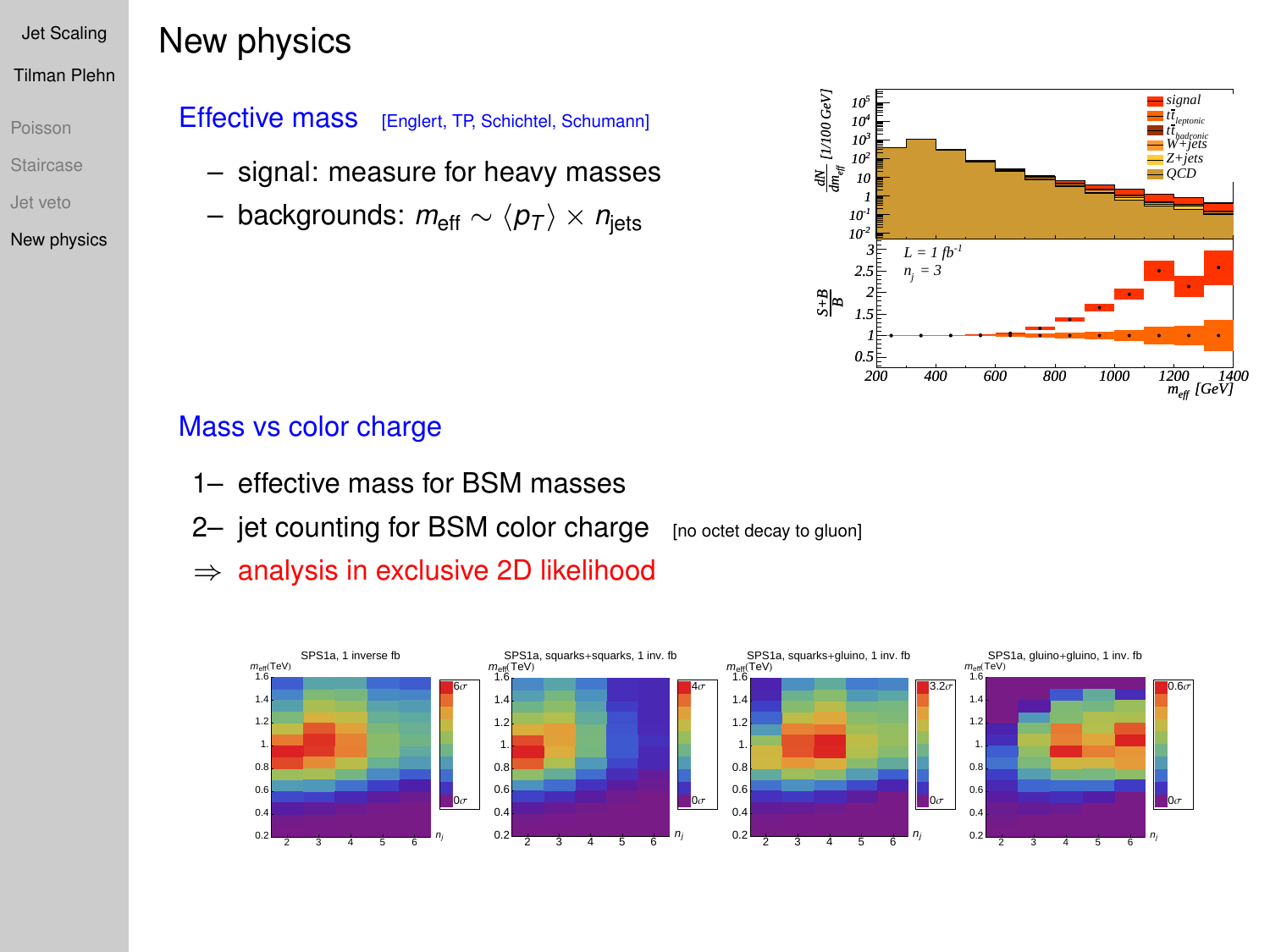# New physics

## Effective mass [Englert, TP, Schichtel, Schumann]

- signal: measure for heavy masses
- backgrounds: $m_{\text{eff}} \sim \langle p_T \rangle \times n_{\text{jets}}$

## Mass vs color charge

1. effective mass for BSM masses
2. jet counting for BSM color charge [no octet decay to gluon]

$\Rightarrow$ analysis in exclusive 2D likelihood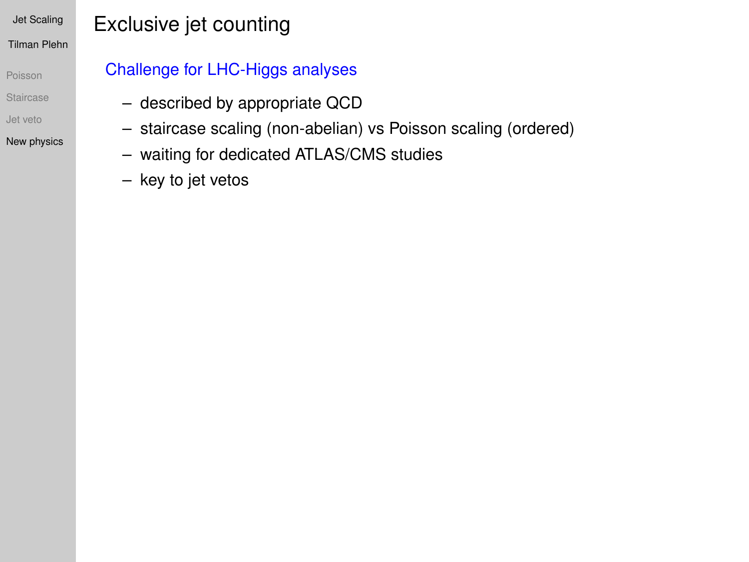# Exclusive jet counting

## Challenge for LHC-Higgs analyses

- described by appropriate QCD
- staircase scaling (non-abelian) vs Poisson scaling (ordered)
- waiting for dedicated ATLAS/CMS studies
- key to jet vetos